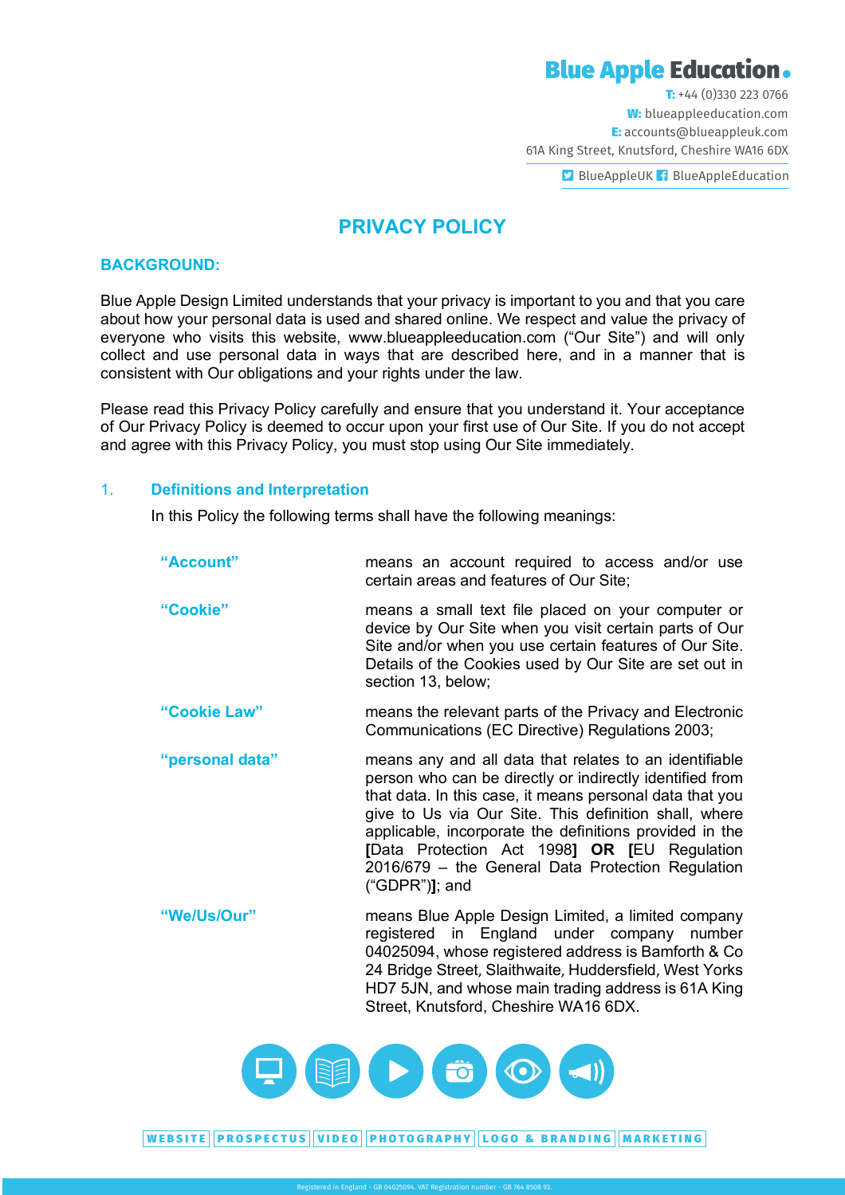# PRIVACY POLICY

## BACKGROUND:

Blue Apple Design Limited understands that your privacy is important to you and that you care about how your personal data is used and shared online. We respect and value the privacy of everyone who visits this website, www.blueappleeducation.com ("Our Site") and will only collect and use personal data in ways that are described here, and in a manner that is consistent with Our obligations and your rights under the law.

Please read this Privacy Policy carefully and ensure that you understand it. Your acceptance of Our Privacy Policy is deemed to occur upon your first use of Our Site. If you do not accept and agree with this Privacy Policy, you must stop using Our Site immediately.

## 1. Definitions and Interpretation

In this Policy the following terms shall have the following meanings:

| | |
|---|---|
| **"Account"** | means an account required to access and/or use certain areas and features of Our Site; |
| **"Cookie"** | means a small text file placed on your computer or device by Our Site when you visit certain parts of Our Site and/or when you use certain features of Our Site. Details of the Cookies used by Our Site are set out in section 13, below; |
| **"Cookie Law"** | means the relevant parts of the Privacy and Electronic Communications (EC Directive) Regulations 2003; |
| **"personal data"** | means any and all data that relates to an identifiable person who can be directly or indirectly identified from that data. In this case, it means personal data that you give to Us via Our Site. This definition shall, where applicable, incorporate the definitions provided in the **[**Data Protection Act 1998**]** **OR** **[**EU Regulation 2016/679 – the General Data Protection Regulation ("GDPR")**]**; and |
| **"We/Us/Our"** | means Blue Apple Design Limited, a limited company registered in England under company number 04025094, whose registered address is Bamforth & Co 24 Bridge Street, Slaithwaite, Huddersfield, West Yorks HD7 5JN, and whose main trading address is 61A King Street, Knutsford, Cheshire WA16 6DX. |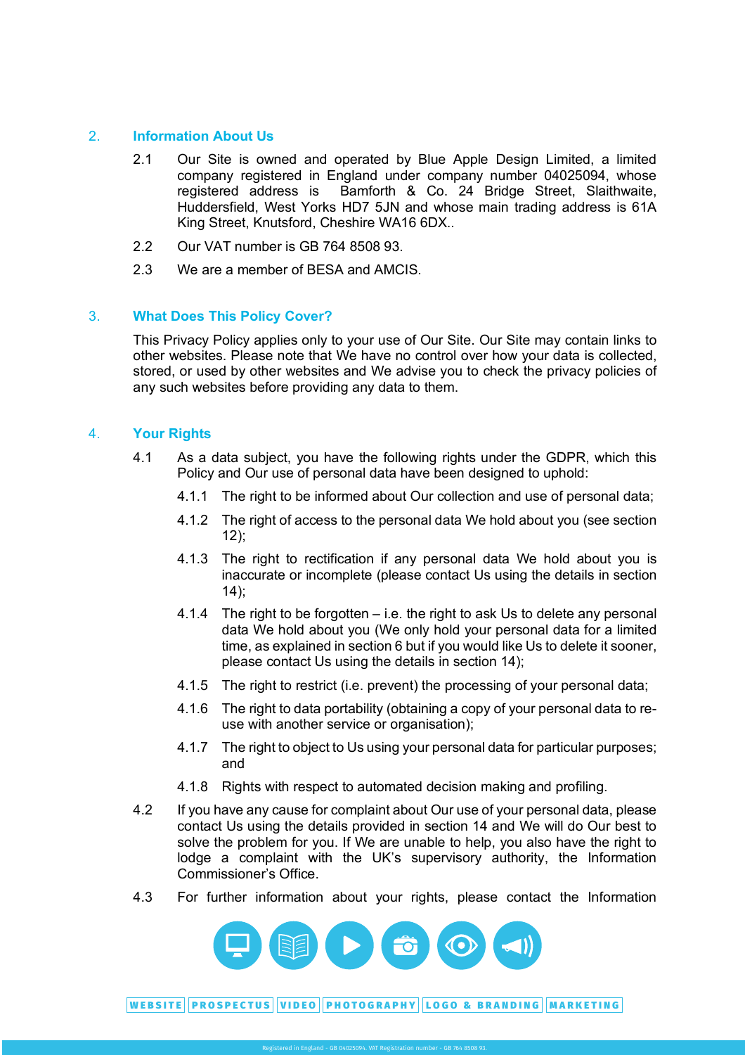## 2. Information About Us

2.1 Our Site is owned and operated by Blue Apple Design Limited, a limited company registered in England under company number 04025094, whose registered address is Bamforth & Co. 24 Bridge Street, Slaithwaite, Huddersfield, West Yorks HD7 5JN and whose main trading address is 61A King Street, Knutsford, Cheshire WA16 6DX..

2.2 Our VAT number is GB 764 8508 93.

2.3 We are a member of BESA and AMCIS.

## 3. What Does This Policy Cover?

This Privacy Policy applies only to your use of Our Site. Our Site may contain links to other websites. Please note that We have no control over how your data is collected, stored, or used by other websites and We advise you to check the privacy policies of any such websites before providing any data to them.

## 4. Your Rights

4.1 As a data subject, you have the following rights under the GDPR, which this Policy and Our use of personal data have been designed to uphold:

4.1.1 The right to be informed about Our collection and use of personal data;

4.1.2 The right of access to the personal data We hold about you (see section 12);

4.1.3 The right to rectification if any personal data We hold about you is inaccurate or incomplete (please contact Us using the details in section 14);

4.1.4 The right to be forgotten – i.e. the right to ask Us to delete any personal data We hold about you (We only hold your personal data for a limited time, as explained in section 6 but if you would like Us to delete it sooner, please contact Us using the details in section 14);

4.1.5 The right to restrict (i.e. prevent) the processing of your personal data;

4.1.6 The right to data portability (obtaining a copy of your personal data to re-use with another service or organisation);

4.1.7 The right to object to Us using your personal data for particular purposes; and

4.1.8 Rights with respect to automated decision making and profiling.

4.2 If you have any cause for complaint about Our use of your personal data, please contact Us using the details provided in section 14 and We will do Our best to solve the problem for you. If We are unable to help, you also have the right to lodge a complaint with the UK's supervisory authority, the Information Commissioner's Office.

4.3 For further information about your rights, please contact the Information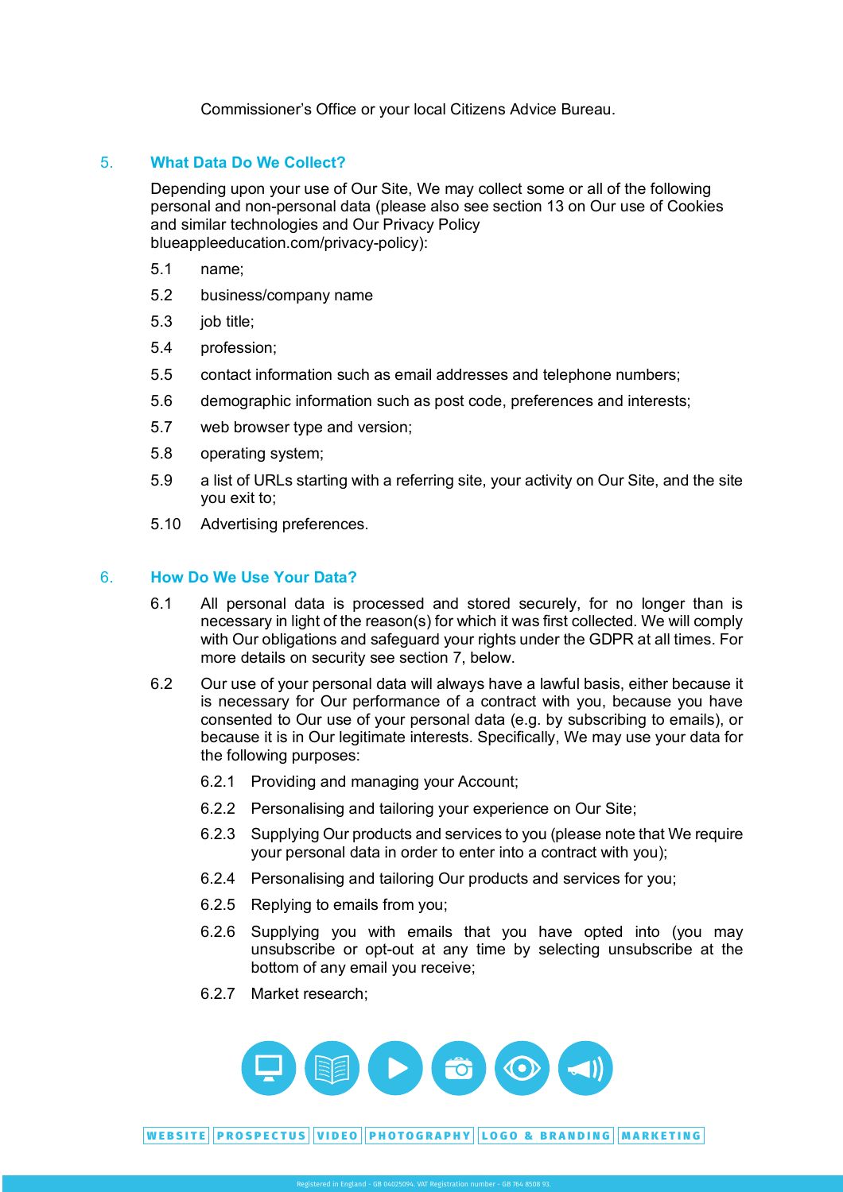Commissioner's Office or your local Citizens Advice Bureau.

## 5. What Data Do We Collect?

Depending upon your use of Our Site, We may collect some or all of the following personal and non-personal data (please also see section 13 on Our use of Cookies and similar technologies and Our Privacy Policy blueappleeducation.com/privacy-policy):

5.1 name;

5.2 business/company name

5.3 job title;

5.4 profession;

5.5 contact information such as email addresses and telephone numbers;

5.6 demographic information such as post code, preferences and interests;

5.7 web browser type and version;

5.8 operating system;

5.9 a list of URLs starting with a referring site, your activity on Our Site, and the site you exit to;

5.10 Advertising preferences.

## 6. How Do We Use Your Data?

6.1 All personal data is processed and stored securely, for no longer than is necessary in light of the reason(s) for which it was first collected. We will comply with Our obligations and safeguard your rights under the GDPR at all times. For more details on security see section 7, below.

6.2 Our use of your personal data will always have a lawful basis, either because it is necessary for Our performance of a contract with you, because you have consented to Our use of your personal data (e.g. by subscribing to emails), or because it is in Our legitimate interests. Specifically, We may use your data for the following purposes:

6.2.1 Providing and managing your Account;

6.2.2 Personalising and tailoring your experience on Our Site;

6.2.3 Supplying Our products and services to you (please note that We require your personal data in order to enter into a contract with you);

6.2.4 Personalising and tailoring Our products and services for you;

6.2.5 Replying to emails from you;

6.2.6 Supplying you with emails that you have opted into (you may unsubscribe or opt-out at any time by selecting unsubscribe at the bottom of any email you receive;

6.2.7 Market research;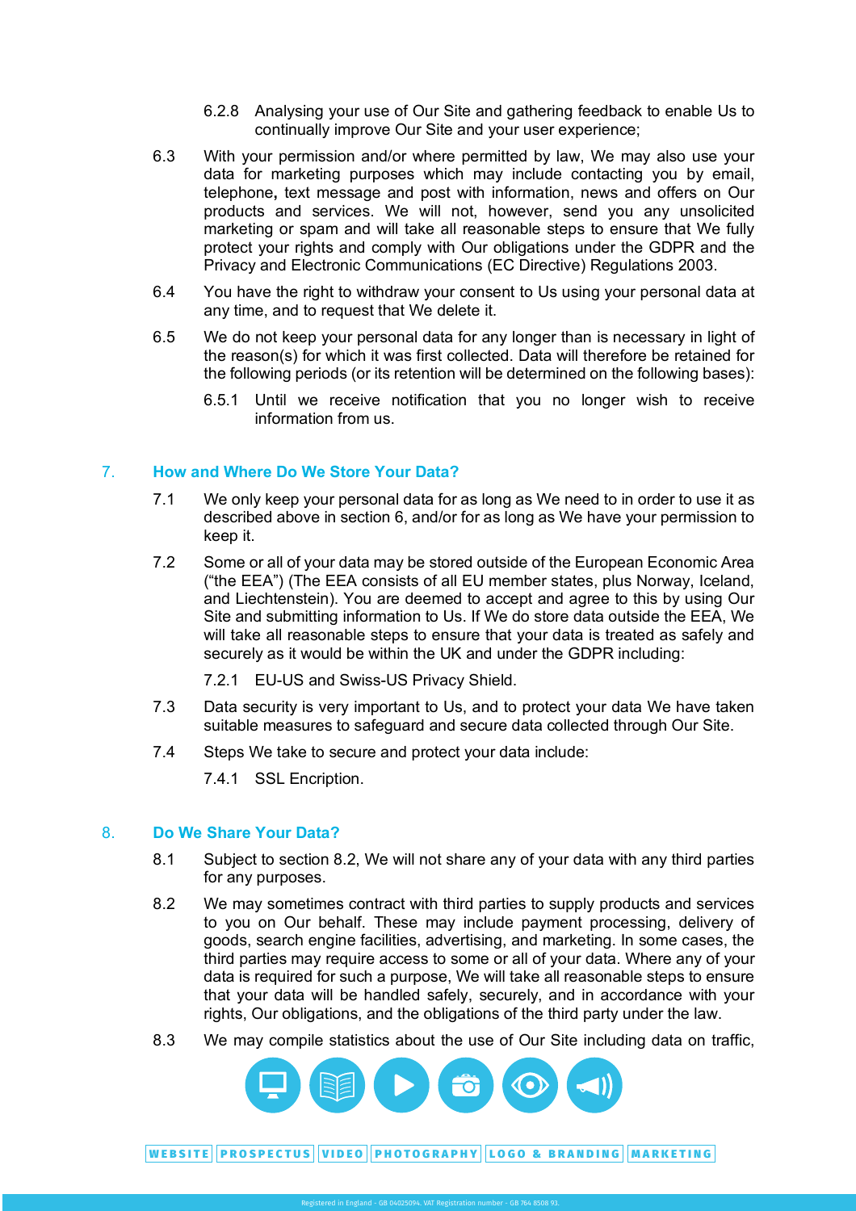6.2.8 Analysing your use of Our Site and gathering feedback to enable Us to continually improve Our Site and your user experience;

6.3 With your permission and/or where permitted by law, We may also use your data for marketing purposes which may include contacting you by email, telephone, text message and post with information, news and offers on Our products and services. We will not, however, send you any unsolicited marketing or spam and will take all reasonable steps to ensure that We fully protect your rights and comply with Our obligations under the GDPR and the Privacy and Electronic Communications (EC Directive) Regulations 2003.

6.4 You have the right to withdraw your consent to Us using your personal data at any time, and to request that We delete it.

6.5 We do not keep your personal data for any longer than is necessary in light of the reason(s) for which it was first collected. Data will therefore be retained for the following periods (or its retention will be determined on the following bases):

6.5.1 Until we receive notification that you no longer wish to receive information from us.

## 7. How and Where Do We Store Your Data?

7.1 We only keep your personal data for as long as We need to in order to use it as described above in section 6, and/or for as long as We have your permission to keep it.

7.2 Some or all of your data may be stored outside of the European Economic Area ("the EEA") (The EEA consists of all EU member states, plus Norway, Iceland, and Liechtenstein). You are deemed to accept and agree to this by using Our Site and submitting information to Us. If We do store data outside the EEA, We will take all reasonable steps to ensure that your data is treated as safely and securely as it would be within the UK and under the GDPR including:

7.2.1 EU-US and Swiss-US Privacy Shield.

7.3 Data security is very important to Us, and to protect your data We have taken suitable measures to safeguard and secure data collected through Our Site.

7.4 Steps We take to secure and protect your data include:

7.4.1 SSL Encription.

## 8. Do We Share Your Data?

8.1 Subject to section 8.2, We will not share any of your data with any third parties for any purposes.

8.2 We may sometimes contract with third parties to supply products and services to you on Our behalf. These may include payment processing, delivery of goods, search engine facilities, advertising, and marketing. In some cases, the third parties may require access to some or all of your data. Where any of your data is required for such a purpose, We will take all reasonable steps to ensure that your data will be handled safely, securely, and in accordance with your rights, Our obligations, and the obligations of the third party under the law.

8.3 We may compile statistics about the use of Our Site including data on traffic,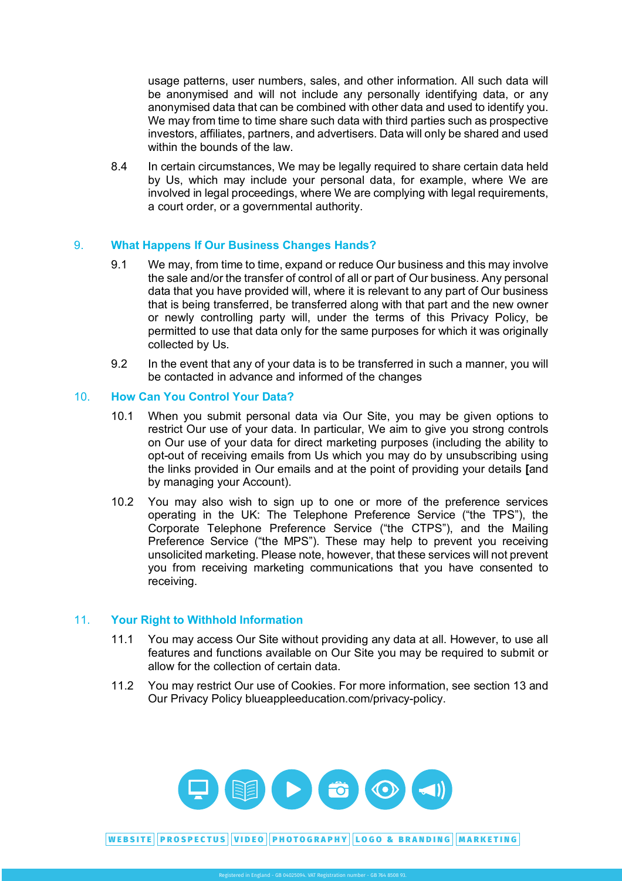usage patterns, user numbers, sales, and other information. All such data will be anonymised and will not include any personally identifying data, or any anonymised data that can be combined with other data and used to identify you. We may from time to time share such data with third parties such as prospective investors, affiliates, partners, and advertisers. Data will only be shared and used within the bounds of the law.

8.4 In certain circumstances, We may be legally required to share certain data held by Us, which may include your personal data, for example, where We are involved in legal proceedings, where We are complying with legal requirements, a court order, or a governmental authority.

## 9. What Happens If Our Business Changes Hands?

9.1 We may, from time to time, expand or reduce Our business and this may involve the sale and/or the transfer of control of all or part of Our business. Any personal data that you have provided will, where it is relevant to any part of Our business that is being transferred, be transferred along with that part and the new owner or newly controlling party will, under the terms of this Privacy Policy, be permitted to use that data only for the same purposes for which it was originally collected by Us.

9.2 In the event that any of your data is to be transferred in such a manner, you will be contacted in advance and informed of the changes

## 10. How Can You Control Your Data?

10.1 When you submit personal data via Our Site, you may be given options to restrict Our use of your data. In particular, We aim to give you strong controls on Our use of your data for direct marketing purposes (including the ability to opt-out of receiving emails from Us which you may do by unsubscribing using the links provided in Our emails and at the point of providing your details **[**and by managing your Account).

10.2 You may also wish to sign up to one or more of the preference services operating in the UK: The Telephone Preference Service ("the TPS"), the Corporate Telephone Preference Service ("the CTPS"), and the Mailing Preference Service ("the MPS"). These may help to prevent you receiving unsolicited marketing. Please note, however, that these services will not prevent you from receiving marketing communications that you have consented to receiving.

## 11. Your Right to Withhold Information

11.1 You may access Our Site without providing any data at all. However, to use all features and functions available on Our Site you may be required to submit or allow for the collection of certain data.

11.2 You may restrict Our use of Cookies. For more information, see section 13 and Our Privacy Policy blueappleeducation.com/privacy-policy.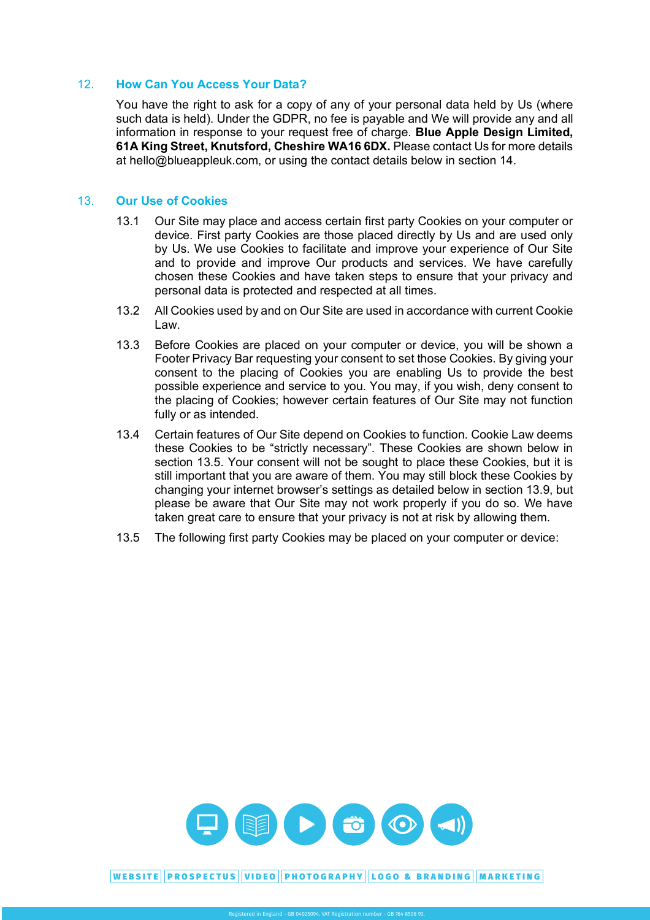## 12. How Can You Access Your Data?

You have the right to ask for a copy of any of your personal data held by Us (where such data is held). Under the GDPR, no fee is payable and We will provide any and all information in response to your request free of charge. **Blue Apple Design Limited, 61A King Street, Knutsford, Cheshire WA16 6DX.** Please contact Us for more details at hello@blueappleuk.com, or using the contact details below in section 14.

## 13. Our Use of Cookies

13.1 Our Site may place and access certain first party Cookies on your computer or device. First party Cookies are those placed directly by Us and are used only by Us. We use Cookies to facilitate and improve your experience of Our Site and to provide and improve Our products and services. We have carefully chosen these Cookies and have taken steps to ensure that your privacy and personal data is protected and respected at all times.

13.2 All Cookies used by and on Our Site are used in accordance with current Cookie Law.

13.3 Before Cookies are placed on your computer or device, you will be shown a Footer Privacy Bar requesting your consent to set those Cookies. By giving your consent to the placing of Cookies you are enabling Us to provide the best possible experience and service to you. You may, if you wish, deny consent to the placing of Cookies; however certain features of Our Site may not function fully or as intended.

13.4 Certain features of Our Site depend on Cookies to function. Cookie Law deems these Cookies to be “strictly necessary”. These Cookies are shown below in section 13.5. Your consent will not be sought to place these Cookies, but it is still important that you are aware of them. You may still block these Cookies by changing your internet browser’s settings as detailed below in section 13.9, but please be aware that Our Site may not work properly if you do so. We have taken great care to ensure that your privacy is not at risk by allowing them.

13.5 The following first party Cookies may be placed on your computer or device: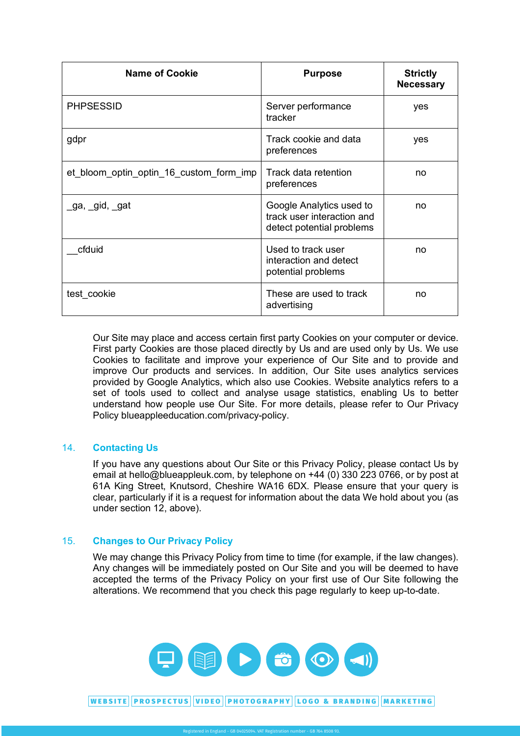| Name of Cookie | Purpose | Strictly Necessary |
| --- | --- | --- |
| PHPSESSID | Server performance tracker | yes |
| gdpr | Track cookie and data preferences | yes |
| et_bloom_optin_optin_16_custom_form_imp | Track data retention preferences | no |
| _ga, _gid, _gat | Google Analytics used to track user interaction and detect potential problems | no |
| __cfduid | Used to track user interaction and detect potential problems | no |
| test_cookie | These are used to track advertising | no |

Our Site may place and access certain first party Cookies on your computer or device. First party Cookies are those placed directly by Us and are used only by Us. We use Cookies to facilitate and improve your experience of Our Site and to provide and improve Our products and services. In addition, Our Site uses analytics services provided by Google Analytics, which also use Cookies. Website analytics refers to a set of tools used to collect and analyse usage statistics, enabling Us to better understand how people use Our Site. For more details, please refer to Our Privacy Policy blueappleeducation.com/privacy-policy.

## 14. Contacting Us

If you have any questions about Our Site or this Privacy Policy, please contact Us by email at hello@blueappleuk.com, by telephone on +44 (0) 330 223 0766, or by post at 61A King Street, Knutsord, Cheshire WA16 6DX. Please ensure that your query is clear, particularly if it is a request for information about the data We hold about you (as under section 12, above).

## 15. Changes to Our Privacy Policy

We may change this Privacy Policy from time to time (for example, if the law changes). Any changes will be immediately posted on Our Site and you will be deemed to have accepted the terms of the Privacy Policy on your first use of Our Site following the alterations. We recommend that you check this page regularly to keep up-to-date.

WEBSITE | PROSPECTUS | VIDEO | PHOTOGRAPHY | LOGO & BRANDING | MARKETING

Registered in England - GB 04025094. VAT Registration number - GB 764 8508 93.